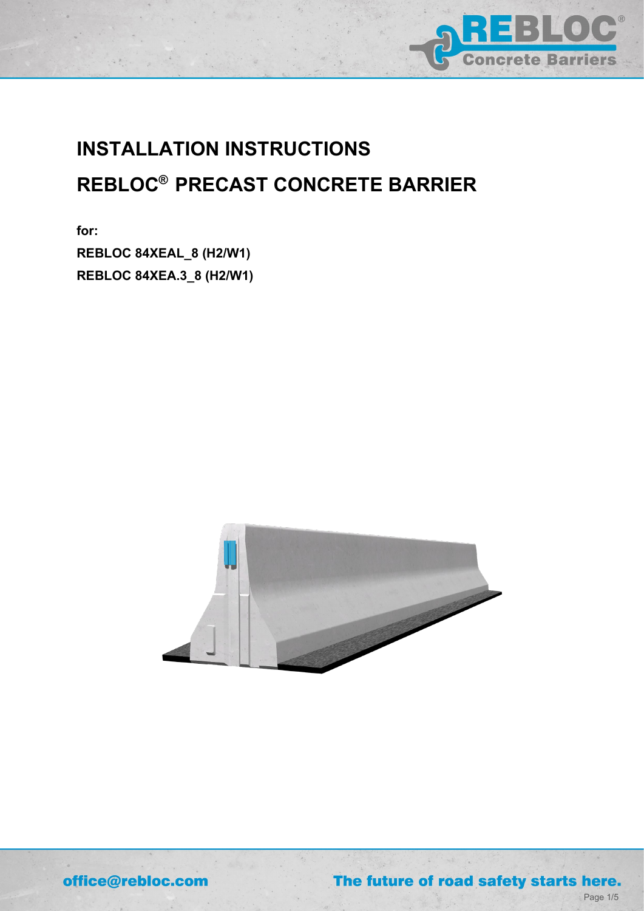# INSTALLATION INSTRUCTIONS

# REBLOC® PRECAST CONCRETE BARRIER

**for:**

**REBLOC 84XEAL_8 (H2/W1)**

**REBLOC 84XEA.3_8 (H2/W1)**

office@rebloc.com

The future of road safety starts here.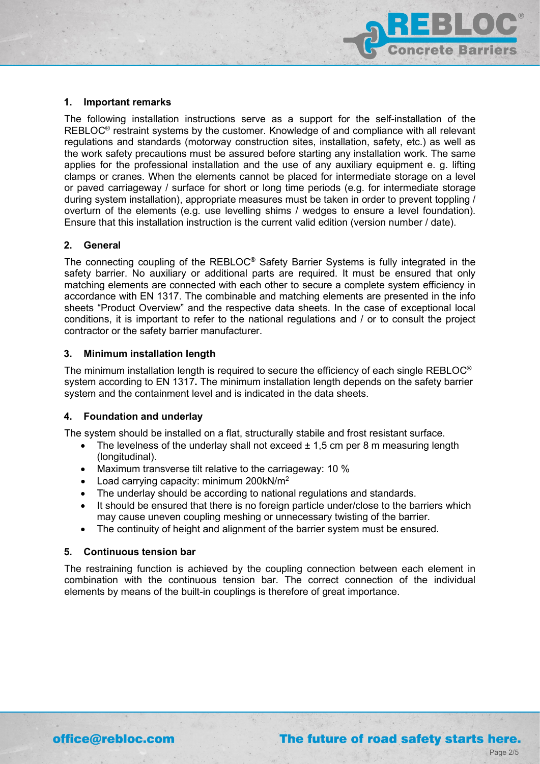## 1. Important remarks

The following installation instructions serve as a support for the self-installation of the REBLOC® restraint systems by the customer. Knowledge of and compliance with all relevant regulations and standards (motorway construction sites, installation, safety, etc.) as well as the work safety precautions must be assured before starting any installation work. The same applies for the professional installation and the use of any auxiliary equipment e. g. lifting clamps or cranes. When the elements cannot be placed for intermediate storage on a level or paved carriageway / surface for short or long time periods (e.g. for intermediate storage during system installation), appropriate measures must be taken in order to prevent toppling / overturn of the elements (e.g. use levelling shims / wedges to ensure a level foundation). Ensure that this installation instruction is the current valid edition (version number / date).

## 2. General

The connecting coupling of the REBLOC® Safety Barrier Systems is fully integrated in the safety barrier. No auxiliary or additional parts are required. It must be ensured that only matching elements are connected with each other to secure a complete system efficiency in accordance with EN 1317. The combinable and matching elements are presented in the info sheets "Product Overview" and the respective data sheets. In the case of exceptional local conditions, it is important to refer to the national regulations and / or to consult the project contractor or the safety barrier manufacturer.

## 3. Minimum installation length

The minimum installation length is required to secure the efficiency of each single REBLOC® system according to EN 1317**.** The minimum installation length depends on the safety barrier system and the containment level and is indicated in the data sheets.

## 4. Foundation and underlay

The system should be installed on a flat, structurally stabile and frost resistant surface.

- The levelness of the underlay shall not exceed ± 1,5 cm per 8 m measuring length (longitudinal).
- Maximum transverse tilt relative to the carriageway: 10 %
- Load carrying capacity: minimum 200kN/m$^2$
- The underlay should be according to national regulations and standards.
- It should be ensured that there is no foreign particle under/close to the barriers which may cause uneven coupling meshing or unnecessary twisting of the barrier.
- The continuity of height and alignment of the barrier system must be ensured.

## 5. Continuous tension bar

The restraining function is achieved by the coupling connection between each element in combination with the continuous tension bar. The correct connection of the individual elements by means of the built-in couplings is therefore of great importance.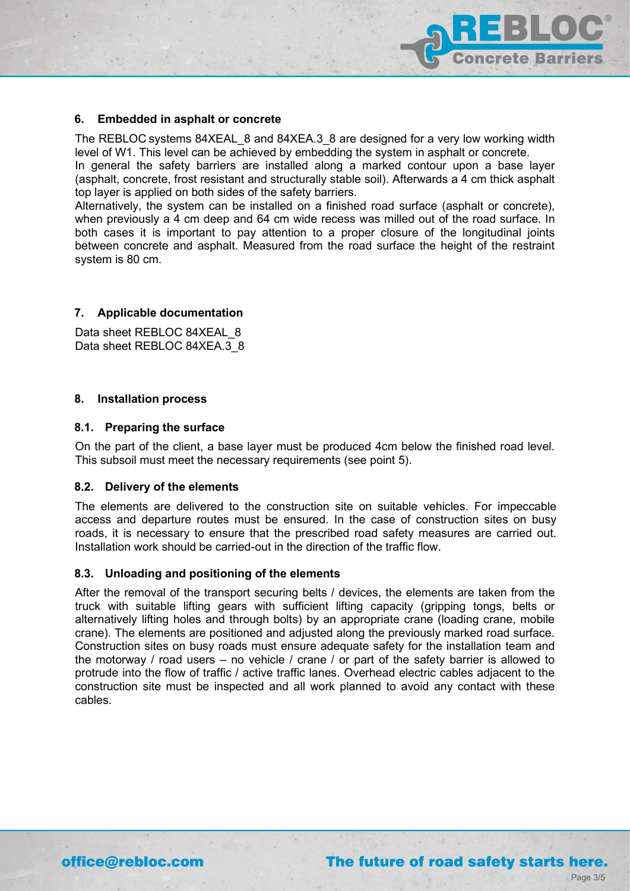## 6. Embedded in asphalt or concrete

The REBLOC systems 84XEAL_8 and 84XEA.3_8 are designed for a very low working width level of W1. This level can be achieved by embedding the system in asphalt or concrete.
In general the safety barriers are installed along a marked contour upon a base layer (asphalt, concrete, frost resistant and structurally stable soil). Afterwards a 4 cm thick asphalt top layer is applied on both sides of the safety barriers.
Alternatively, the system can be installed on a finished road surface (asphalt or concrete), when previously a 4 cm deep and 64 cm wide recess was milled out of the road surface. In both cases it is important to pay attention to a proper closure of the longitudinal joints between concrete and asphalt. Measured from the road surface the height of the restraint system is 80 cm.

## 7. Applicable documentation

Data sheet REBLOC 84XEAL_8
Data sheet REBLOC 84XEA.3_8

## 8. Installation process

### 8.1. Preparing the surface

On the part of the client, a base layer must be produced 4cm below the finished road level. This subsoil must meet the necessary requirements (see point 5).

### 8.2. Delivery of the elements

The elements are delivered to the construction site on suitable vehicles. For impeccable access and departure routes must be ensured. In the case of construction sites on busy roads, it is necessary to ensure that the prescribed road safety measures are carried out. Installation work should be carried-out in the direction of the traffic flow.

### 8.3. Unloading and positioning of the elements

After the removal of the transport securing belts / devices, the elements are taken from the truck with suitable lifting gears with sufficient lifting capacity (gripping tongs, belts or alternatively lifting holes and through bolts) by an appropriate crane (loading crane, mobile crane). The elements are positioned and adjusted along the previously marked road surface. Construction sites on busy roads must ensure adequate safety for the installation team and the motorway / road users – no vehicle / crane / or part of the safety barrier is allowed to protrude into the flow of traffic / active traffic lanes. Overhead electric cables adjacent to the construction site must be inspected and all work planned to avoid any contact with these cables.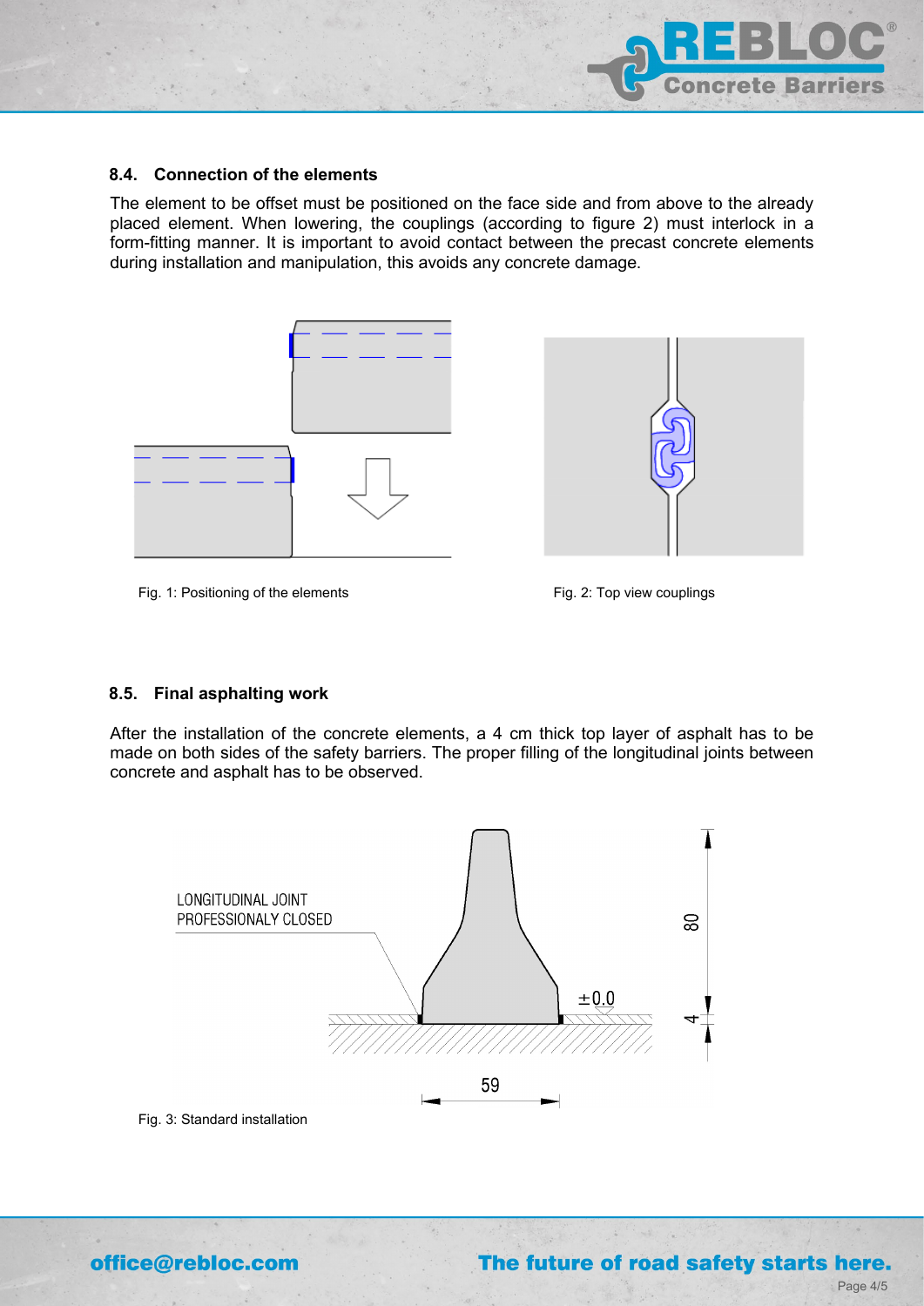## 8.4. Connection of the elements

The element to be offset must be positioned on the face side and from above to the already placed element. When lowering, the couplings (according to figure 2) must interlock in a form-fitting manner. It is important to avoid contact between the precast concrete elements during installation and manipulation, this avoids any concrete damage.

Fig. 1: Positioning of the elements

Fig. 2: Top view couplings

## 8.5. Final asphalting work

After the installation of the concrete elements, a 4 cm thick top layer of asphalt has to be made on both sides of the safety barriers. The proper filling of the longitudinal joints between concrete and asphalt has to be observed.

LONGITUDINAL JOINT PROFESSIONALY CLOSED

±0.0

80

4

59

Fig. 3: Standard installation

office@rebloc.com

The future of road safety starts here.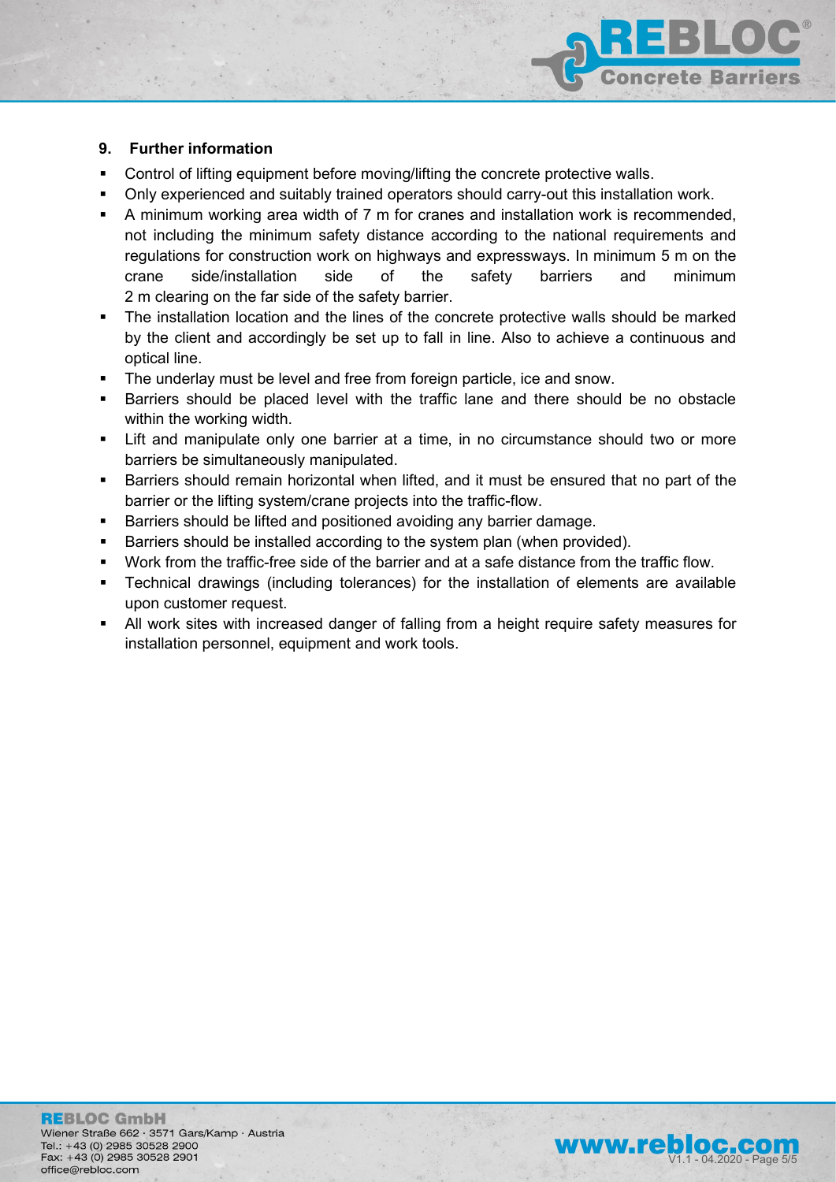## 9. Further information

- Control of lifting equipment before moving/lifting the concrete protective walls.
- Only experienced and suitably trained operators should carry-out this installation work.
- A minimum working area width of 7 m for cranes and installation work is recommended, not including the minimum safety distance according to the national requirements and regulations for construction work on highways and expressways. In minimum 5 m on the crane side/installation side of the safety barriers and minimum 2 m clearing on the far side of the safety barrier.
- The installation location and the lines of the concrete protective walls should be marked by the client and accordingly be set up to fall in line. Also to achieve a continuous and optical line.
- The underlay must be level and free from foreign particle, ice and snow.
- Barriers should be placed level with the traffic lane and there should be no obstacle within the working width.
- Lift and manipulate only one barrier at a time, in no circumstance should two or more barriers be simultaneously manipulated.
- Barriers should remain horizontal when lifted, and it must be ensured that no part of the barrier or the lifting system/crane projects into the traffic-flow.
- Barriers should be lifted and positioned avoiding any barrier damage.
- Barriers should be installed according to the system plan (when provided).
- Work from the traffic-free side of the barrier and at a safe distance from the traffic flow.
- Technical drawings (including tolerances) for the installation of elements are available upon customer request.
- All work sites with increased danger of falling from a height require safety measures for installation personnel, equipment and work tools.